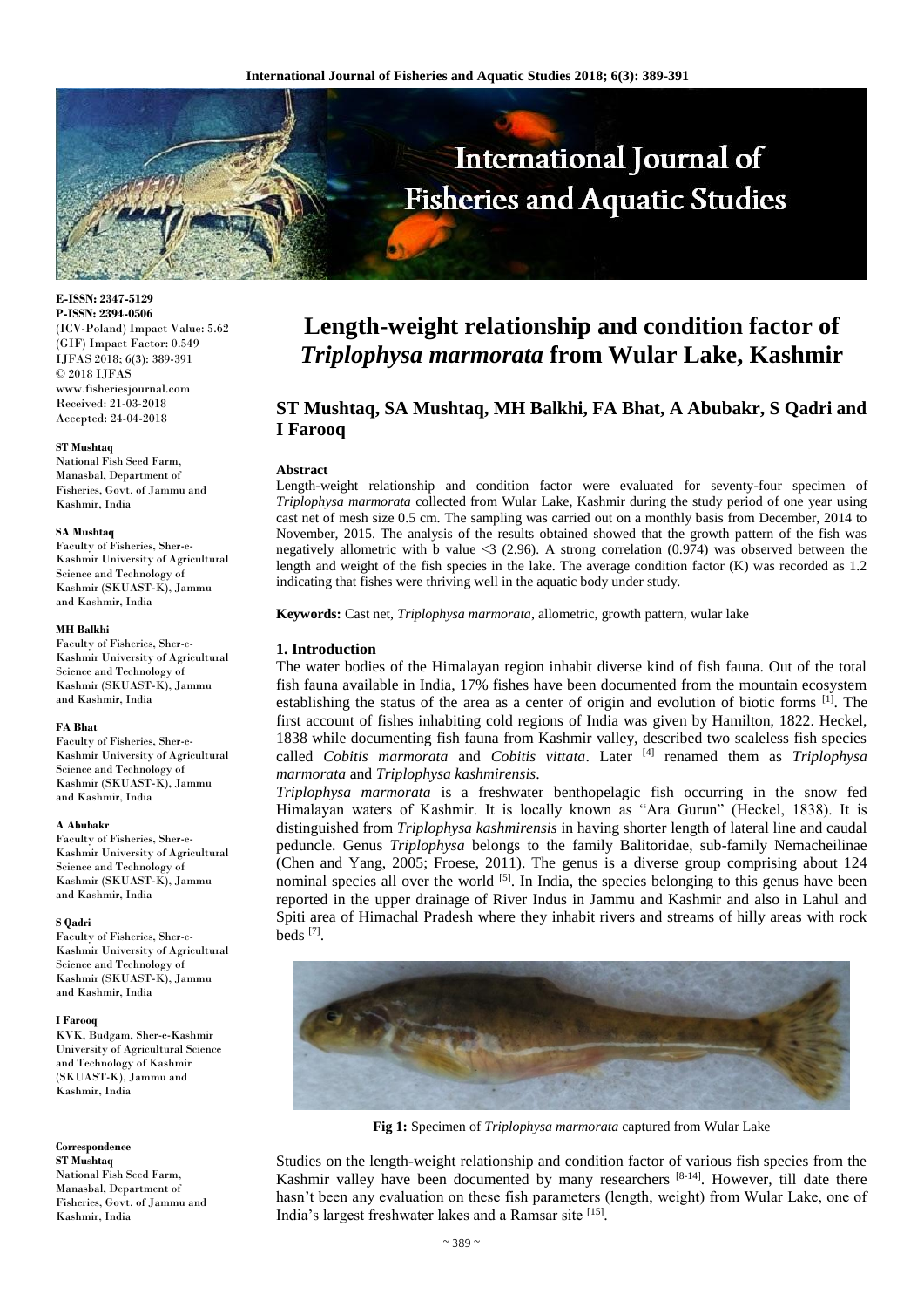# Length-weight relationship and condition factor of *Triplophysa marmorata* from Wular Lake, Kashmir

**ST Mushtaq, SA Mushtaq, MH Balkhi, FA Bhat, A Abubakr, S Qadri and I Farooq**

E-ISSN: 2347-5129
P-ISSN: 2394-0506
(ICV-Poland) Impact Value: 5.62
(GIF) Impact Factor: 0.549
IJFAS 2018; 6(3): 389-391
© 2018 IJFAS
www.fisheriesjournal.com
Received: 21-03-2018
Accepted: 24-04-2018

**ST Mushtaq**
National Fish Seed Farm, Manasbal, Department of Fisheries, Govt. of Jammu and Kashmir, India

**SA Mushtaq**
Faculty of Fisheries, Sher-e-Kashmir University of Agricultural Science and Technology of Kashmir (SKUAST-K), Jammu and Kashmir, India

**MH Balkhi**
Faculty of Fisheries, Sher-e-Kashmir University of Agricultural Science and Technology of Kashmir (SKUAST-K), Jammu and Kashmir, India

**FA Bhat**
Faculty of Fisheries, Sher-e-Kashmir University of Agricultural Science and Technology of Kashmir (SKUAST-K), Jammu and Kashmir, India

**A Abubakr**
Faculty of Fisheries, Sher-e-Kashmir University of Agricultural Science and Technology of Kashmir (SKUAST-K), Jammu and Kashmir, India

**S Qadri**
Faculty of Fisheries, Sher-e-Kashmir University of Agricultural Science and Technology of Kashmir (SKUAST-K), Jammu and Kashmir, India

**I Farooq**
KVK, Budgam, Sher-e-Kashmir University of Agricultural Science and Technology of Kashmir (SKUAST-K), Jammu and Kashmir, India

**Correspondence**
**ST Mushtaq**
National Fish Seed Farm, Manasbal, Department of Fisheries, Govt. of Jammu and Kashmir, India

## Abstract

Length-weight relationship and condition factor were evaluated for seventy-four specimen of *Triplophysa marmorata* collected from Wular Lake, Kashmir during the study period of one year using cast net of mesh size 0.5 cm. The sampling was carried out on a monthly basis from December, 2014 to November, 2015. The analysis of the results obtained showed that the growth pattern of the fish was negatively allometric with b value <3 (2.96). A strong correlation (0.974) was observed between the length and weight of the fish species in the lake. The average condition factor (K) was recorded as 1.2 indicating that fishes were thriving well in the aquatic body under study.

**Keywords:** Cast net, *Triplophysa marmorata*, allometric, growth pattern, wular lake

## 1. Introduction

The water bodies of the Himalayan region inhabit diverse kind of fish fauna. Out of the total fish fauna available in India, 17% fishes have been documented from the mountain ecosystem establishing the status of the area as a center of origin and evolution of biotic forms [1]. The first account of fishes inhabiting cold regions of India was given by Hamilton, 1822. Heckel, 1838 while documenting fish fauna from Kashmir valley, described two scaleless fish species called *Cobitis marmorata* and *Cobitis vittata*. Later [4] renamed them as *Triplophysa marmorata* and *Triplophysa kashmirensis*.

*Triplophysa marmorata* is a freshwater benthopelagic fish occurring in the snow fed Himalayan waters of Kashmir. It is locally known as "Ara Gurun" (Heckel, 1838). It is distinguished from *Triplophysa kashmirensis* in having shorter length of lateral line and caudal peduncle. Genus *Triplophysa* belongs to the family Balitoridae, sub-family Nemacheilinae (Chen and Yang, 2005; Froese, 2011). The genus is a diverse group comprising about 124 nominal species all over the world [5]. In India, the species belonging to this genus have been reported in the upper drainage of River Indus in Jammu and Kashmir and also in Lahul and Spiti area of Himachal Pradesh where they inhabit rivers and streams of hilly areas with rock beds [7].

**Fig 1:** Specimen of *Triplophysa marmorata* captured from Wular Lake

Studies on the length-weight relationship and condition factor of various fish species from the Kashmir valley have been documented by many researchers [8-14]. However, till date there hasn't been any evaluation on these fish parameters (length, weight) from Wular Lake, one of India's largest freshwater lakes and a Ramsar site [15].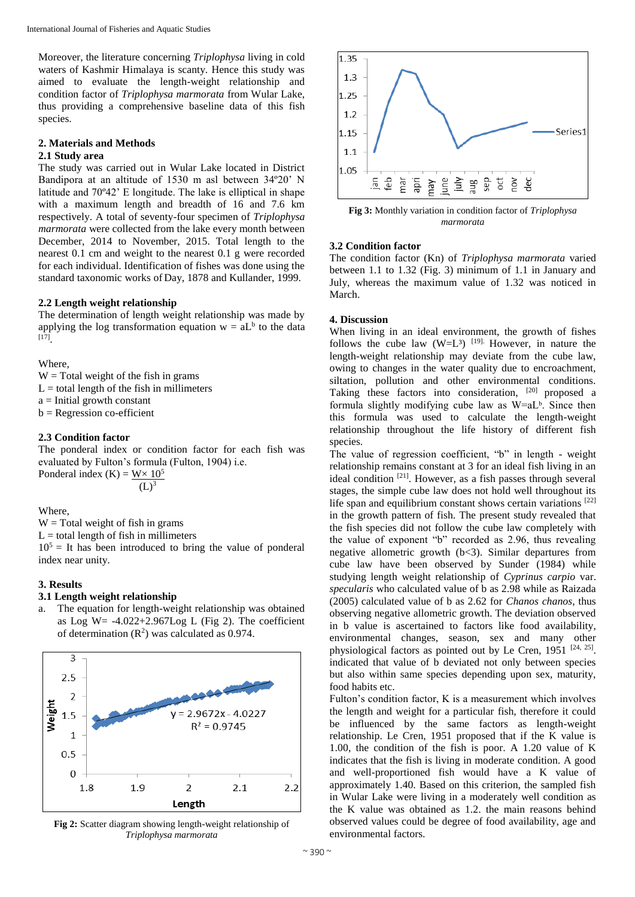Moreover, the literature concerning *Triplophysa* living in cold waters of Kashmir Himalaya is scanty. Hence this study was aimed to evaluate the length-weight relationship and condition factor of *Triplophysa marmorata* from Wular Lake, thus providing a comprehensive baseline data of this fish species.

## 2. Materials and Methods

### 2.1 Study area

The study was carried out in Wular Lake located in District Bandipora at an altitude of 1530 m asl between 34º20' N latitude and 70º42' E longitude. The lake is elliptical in shape with a maximum length and breadth of 16 and 7.6 km respectively. A total of seventy-four specimen of *Triplophysa marmorata* were collected from the lake every month between December, 2014 to November, 2015. Total length to the nearest 0.1 cm and weight to the nearest 0.1 g were recorded for each individual. Identification of fishes was done using the standard taxonomic works of Day, 1878 and Kullander, 1999.

### 2.2 Length weight relationship

The determination of length weight relationship was made by applying the log transformation equation $w = aL^b$ to the data [17].

Where,
W = Total weight of the fish in grams
L = total length of the fish in millimeters
a = Initial growth constant
b = Regression co-efficient

### 2.3 Condition factor

The ponderal index or condition factor for each fish was evaluated by Fulton's formula (Fulton, 1904) i.e.

$$\text{Ponderal index (K)} = \frac{W \times 10^5}{(L)^3}$$

Where,
W = Total weight of fish in grams
L = total length of fish in millimeters
$10^5$ = It has been introduced to bring the value of ponderal index near unity.

## 3. Results

### 3.1 Length weight relationship

a. The equation for length-weight relationship was obtained as Log W= -4.022+2.967Log L (Fig 2). The coefficient of determination ($R^2$) was calculated as 0.974.

**Fig 2:** Scatter diagram showing length-weight relationship of *Triplophysa marmorata*

**Fig 3:** Monthly variation in condition factor of *Triplophysa marmorata*

### 3.2 Condition factor

The condition factor (Kn) of *Triplophysa marmorata* varied between 1.1 to 1.32 (Fig. 3) minimum of 1.1 in January and July, whereas the maximum value of 1.32 was noticed in March.

## 4. Discussion

When living in an ideal environment, the growth of fishes follows the cube law ($W=L^3$) [19]. However, in nature the length-weight relationship may deviate from the cube law, owing to changes in the water quality due to encroachment, siltation, pollution and other environmental conditions. Taking these factors into consideration, [20] proposed a formula slightly modifying cube law as $W=aL^b$. Since then this formula was used to calculate the length-weight relationship throughout the life history of different fish species.

The value of regression coefficient, "b" in length - weight relationship remains constant at 3 for an ideal fish living in an ideal condition [21]. However, as a fish passes through several stages, the simple cube law does not hold well throughout its life span and equilibrium constant shows certain variations [22] in the growth pattern of fish. The present study revealed that the fish species did not follow the cube law completely with the value of exponent "b" recorded as 2.96, thus revealing negative allometric growth (b<3). Similar departures from cube law have been observed by Sunder (1984) while studying length weight relationship of *Cyprinus carpio* var. *specularis* who calculated value of b as 2.98 while as Raizada (2005) calculated value of b as 2.62 for *Chanos chanos*, thus observing negative allometric growth. The deviation observed in b value is ascertained to factors like food availability, environmental changes, season, sex and many other physiological factors as pointed out by Le Cren, 1951 [24, 25]. indicated that value of b deviated not only between species but also within same species depending upon sex, maturity, food habits etc.

Fulton's condition factor, K is a measurement which involves the length and weight for a particular fish, therefore it could be influenced by the same factors as length-weight relationship. Le Cren, 1951 proposed that if the K value is 1.00, the condition of the fish is poor. A 1.20 value of K indicates that the fish is living in moderate condition. A good and well-proportioned fish would have a K value of approximately 1.40. Based on this criterion, the sampled fish in Wular Lake were living in a moderately well condition as the K value was obtained as 1.2. the main reasons behind observed values could be degree of food availability, age and environmental factors.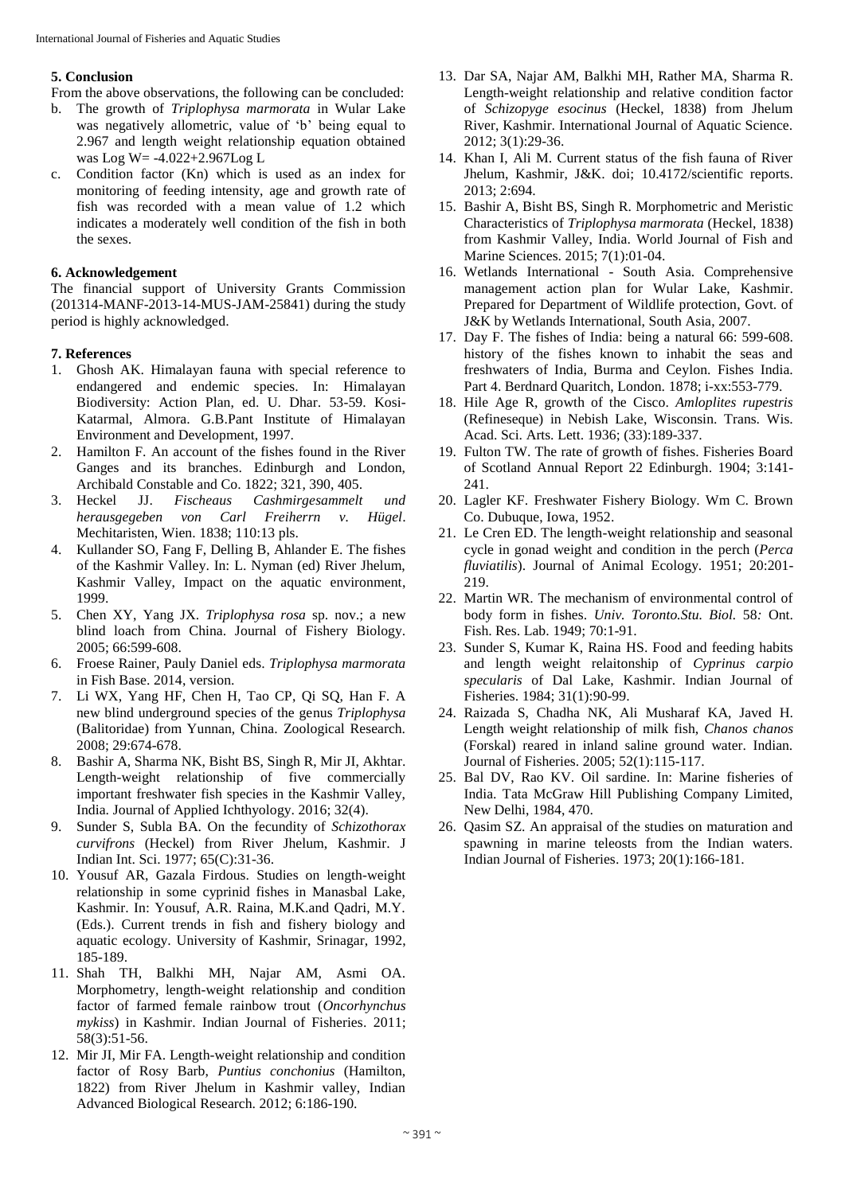## 5. Conclusion

From the above observations, the following can be concluded:

b. The growth of *Triplophysa marmorata* in Wular Lake was negatively allometric, value of 'b' being equal to 2.967 and length weight relationship equation obtained was Log W= -4.022+2.967Log L

c. Condition factor (Kn) which is used as an index for monitoring of feeding intensity, age and growth rate of fish was recorded with a mean value of 1.2 which indicates a moderately well condition of the fish in both the sexes.

## 6. Acknowledgement

The financial support of University Grants Commission (201314-MANF-2013-14-MUS-JAM-25841) during the study period is highly acknowledged.

## 7. References

1. Ghosh AK. Himalayan fauna with special reference to endangered and endemic species. In: Himalayan Biodiversity: Action Plan, ed. U. Dhar. 53-59. Kosi-Katarmal, Almora. G.B.Pant Institute of Himalayan Environment and Development, 1997.
2. Hamilton F. An account of the fishes found in the River Ganges and its branches. Edinburgh and London, Archibald Constable and Co. 1822; 321, 390, 405.
3. Heckel JJ. *Fischeaus Cashmirgesammelt und herausgegeben von Carl Freiherrn v. Hügel*. Mechitaristen, Wien. 1838; 110:13 pls.
4. Kullander SO, Fang F, Delling B, Ahlander E. The fishes of the Kashmir Valley. In: L. Nyman (ed) River Jhelum, Kashmir Valley, Impact on the aquatic environment, 1999.
5. Chen XY, Yang JX. *Triplophysa rosa* sp. nov.; a new blind loach from China. Journal of Fishery Biology. 2005; 66:599-608.
6. Froese Rainer, Pauly Daniel eds. *Triplophysa marmorata* in Fish Base. 2014, version.
7. Li WX, Yang HF, Chen H, Tao CP, Qi SQ, Han F. A new blind underground species of the genus *Triplophysa* (Balitoridae) from Yunnan, China. Zoological Research. 2008; 29:674-678.
8. Bashir A, Sharma NK, Bisht BS, Singh R, Mir JI, Akhtar. Length-weight relationship of five commercially important freshwater fish species in the Kashmir Valley, India. Journal of Applied Ichthyology. 2016; 32(4).
9. Sunder S, Subla BA. On the fecundity of *Schizothorax curvifrons* (Heckel) from River Jhelum, Kashmir. J Indian Int. Sci. 1977; 65(C):31-36.
10. Yousuf AR, Gazala Firdous. Studies on length-weight relationship in some cyprinid fishes in Manasbal Lake, Kashmir. In: Yousuf, A.R. Raina, M.K.and Qadri, M.Y. (Eds.). Current trends in fish and fishery biology and aquatic ecology. University of Kashmir, Srinagar, 1992, 185-189.
11. Shah TH, Balkhi MH, Najar AM, Asmi OA. Morphometry, length-weight relationship and condition factor of farmed female rainbow trout (*Oncorhynchus mykiss*) in Kashmir. Indian Journal of Fisheries. 2011; 58(3):51-56.
12. Mir JI, Mir FA. Length-weight relationship and condition factor of Rosy Barb, *Puntius conchonius* (Hamilton, 1822) from River Jhelum in Kashmir valley, Indian Advanced Biological Research. 2012; 6:186-190.
13. Dar SA, Najar AM, Balkhi MH, Rather MA, Sharma R. Length-weight relationship and relative condition factor of *Schizopyge esocinus* (Heckel, 1838) from Jhelum River, Kashmir. International Journal of Aquatic Science. 2012; 3(1):29-36.
14. Khan I, Ali M. Current status of the fish fauna of River Jhelum, Kashmir, J&K. doi; 10.4172/scientific reports. 2013; 2:694.
15. Bashir A, Bisht BS, Singh R. Morphometric and Meristic Characteristics of *Triplophysa marmorata* (Heckel, 1838) from Kashmir Valley, India. World Journal of Fish and Marine Sciences. 2015; 7(1):01-04.
16. Wetlands International - South Asia. Comprehensive management action plan for Wular Lake, Kashmir. Prepared for Department of Wildlife protection, Govt. of J&K by Wetlands International, South Asia, 2007.
17. Day F. The fishes of India: being a natural 66: 599-608. history of the fishes known to inhabit the seas and freshwaters of India, Burma and Ceylon. Fishes India. Part 4. Berdnard Quaritch, London. 1878; i-xx:553-779.
18. Hile Age R, growth of the Cisco. *Amloplites rupestris* (Refineseque) in Nebish Lake, Wisconsin. Trans. Wis. Acad. Sci. Arts. Lett. 1936; (33):189-337.
19. Fulton TW. The rate of growth of fishes. Fisheries Board of Scotland Annual Report 22 Edinburgh. 1904; 3:141-241.
20. Lagler KF. Freshwater Fishery Biology. Wm C. Brown Co. Dubuque, Iowa, 1952.
21. Le Cren ED. The length-weight relationship and seasonal cycle in gonad weight and condition in the perch (*Perca fluviatilis*). Journal of Animal Ecology. 1951; 20:201-219.
22. Martin WR. The mechanism of environmental control of body form in fishes. *Univ. Toronto.Stu. Biol.* 58*:* Ont. Fish. Res. Lab. 1949; 70:1-91.
23. Sunder S, Kumar K, Raina HS. Food and feeding habits and length weight relaitonship of *Cyprinus carpio specularis* of Dal Lake, Kashmir. Indian Journal of Fisheries. 1984; 31(1):90-99.
24. Raizada S, Chadha NK, Ali Musharaf KA, Javed H. Length weight relationship of milk fish, *Chanos chanos* (Forskal) reared in inland saline ground water. Indian. Journal of Fisheries. 2005; 52(1):115-117.
25. Bal DV, Rao KV. Oil sardine. In: Marine fisheries of India. Tata McGraw Hill Publishing Company Limited, New Delhi, 1984, 470.
26. Qasim SZ. An appraisal of the studies on maturation and spawning in marine teleosts from the Indian waters. Indian Journal of Fisheries. 1973; 20(1):166-181.